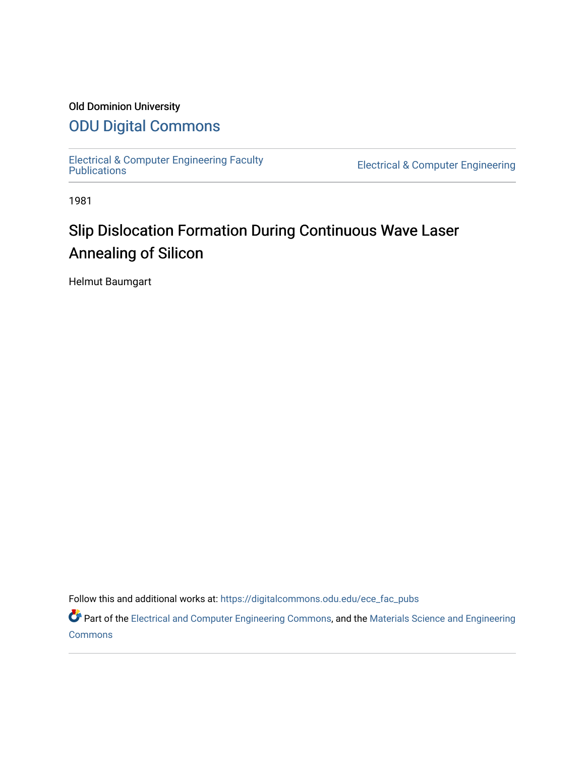Old Dominion University

# ODU Digital Commons

Electrical & Computer Engineering Faculty Publications

Electrical & Computer Engineering

1981

## Slip Dislocation Formation During Continuous Wave Laser Annealing of Silicon

Helmut Baumgart

Follow this and additional works at: https://digitalcommons.odu.edu/ece_fac_pubs

Part of the Electrical and Computer Engineering Commons, and the Materials Science and Engineering Commons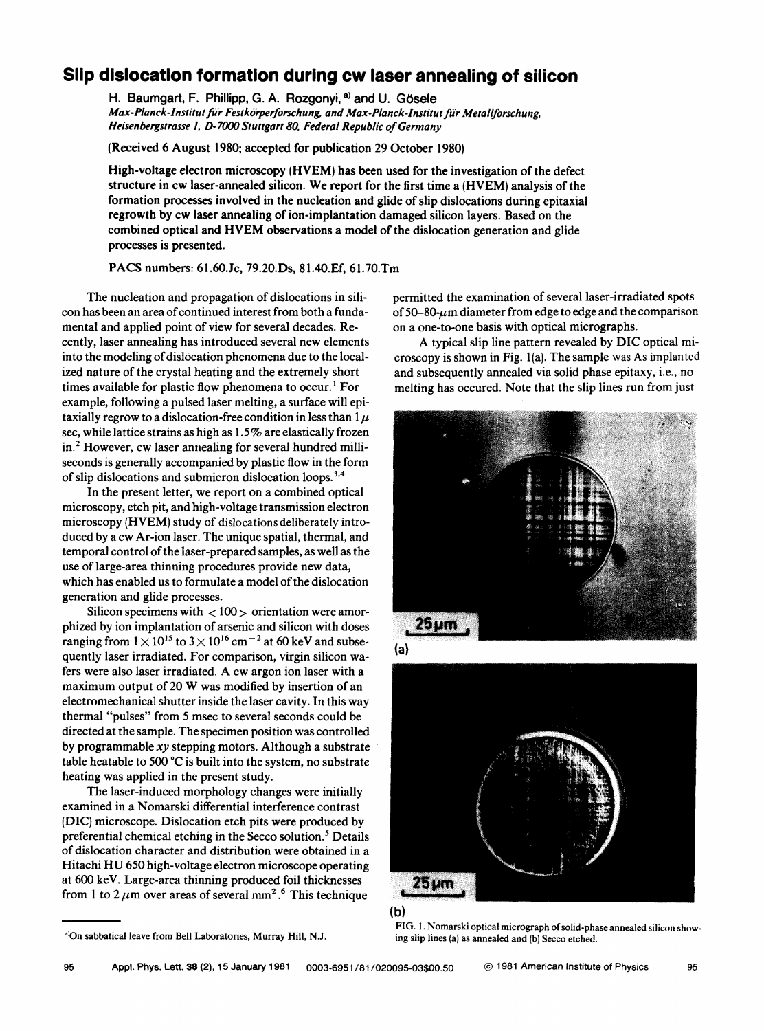# Slip dislocation formation during cw laser annealing of silicon

H. Baumgart, F. Phillipp, G. A. Rozgonyi,[a] and U. Gösele

*Max-Planck-Institut für Festkörperforschung, and Max-Planck-Institut für Metallforschung, Heisenbergstrasse 1, D-7000 Stuttgart 80, Federal Republic of Germany*

(Received 6 August 1980; accepted for publication 29 October 1980)

**High-voltage electron microscopy (HVEM) has been used for the investigation of the defect structure in cw laser-annealed silicon. We report for the first time a (HVEM) analysis of the formation processes involved in the nucleation and glide of slip dislocations during epitaxial regrowth by cw laser annealing of ion-implantation damaged silicon layers. Based on the combined optical and HVEM observations a model of the dislocation generation and glide processes is presented.**

PACS numbers: 61.60.Jc, 79.20.Ds, 81.40.Ef, 61.70.Tm

The nucleation and propagation of dislocations in silicon has been an area of continued interest from both a fundamental and applied point of view for several decades. Recently, laser annealing has introduced several new elements into the modeling of dislocation phenomena due to the localized nature of the crystal heating and the extremely short times available for plastic flow phenomena to occur.[1] For example, following a pulsed laser melting, a surface will epitaxially regrow to a dislocation-free condition in less than $1\,\mu$sec, while lattice strains as high as 1.5% are elastically frozen in.[2] However, cw laser annealing for several hundred milliseconds is generally accompanied by plastic flow in the form of slip dislocations and submicron dislocation loops.[3,4]

In the present letter, we report on a combined optical microscopy, etch pit, and high-voltage transmission electron microscopy (HVEM) study of dislocations deliberately introduced by a cw Ar-ion laser. The unique spatial, thermal, and temporal control of the laser-prepared samples, as well as the use of large-area thinning procedures provide new data, which has enabled us to formulate a model of the dislocation generation and glide processes.

Silicon specimens with $<100>$ orientation were amorphized by ion implantation of arsenic and silicon with doses ranging from $1\times10^{15}$ to $3\times10^{16}$ cm$^{-2}$ at 60 keV and subsequently laser irradiated. For comparison, virgin silicon wafers were also laser irradiated. A cw argon ion laser with a maximum output of 20 W was modified by insertion of an electromechanical shutter inside the laser cavity. In this way thermal "pulses" from 5 msec to several seconds could be directed at the sample. The specimen position was controlled by programmable *xy* stepping motors. Although a substrate table heatable to 500 °C is built into the system, no substrate heating was applied in the present study.

The laser-induced morphology changes were initially examined in a Nomarski differential interference contrast (DIC) microscope. Dislocation etch pits were produced by preferential chemical etching in the Secco solution.[5] Details of dislocation character and distribution were obtained in a Hitachi HU 650 high-voltage electron microscope operating at 600 keV. Large-area thinning produced foil thicknesses from 1 to 2 $\mu$m over areas of several mm$^2$.[6] This technique permitted the examination of several laser-irradiated spots of 50–80-$\mu$m diameter from edge to edge and the comparison on a one-to-one basis with optical micrographs.

A typical slip line pattern revealed by DIC optical microscopy is shown in Fig. 1(a). The sample was As implanted and subsequently annealed via solid phase epitaxy, i.e., no melting has occured. Note that the slip lines run from just

FIG. 1. Nomarski optical micrograph of solid-phase annealed silicon showing slip lines (a) as annealed and (b) Secco etched.

[a] On sabbatical leave from Bell Laboratories, Murray Hill, N.J.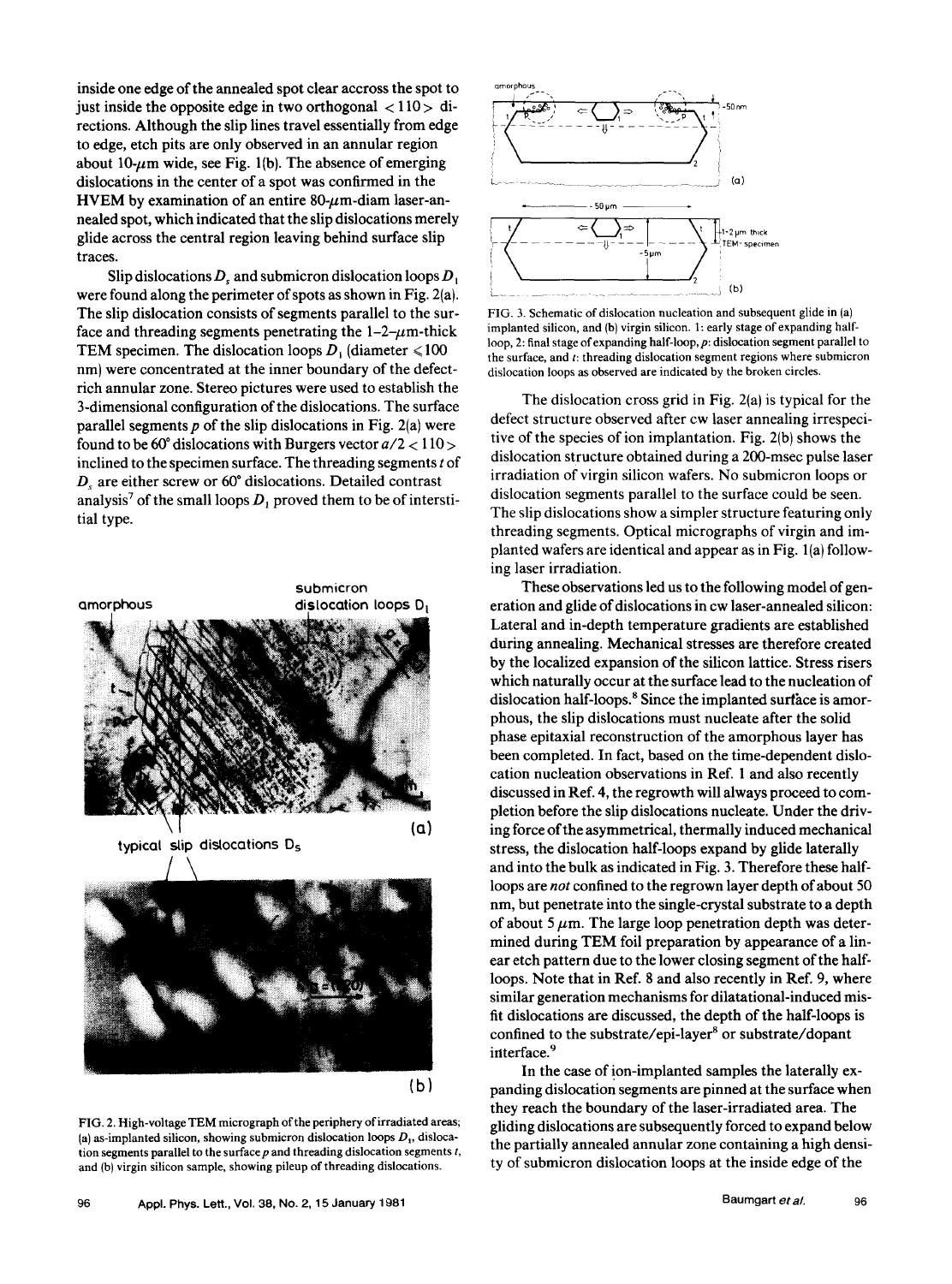inside one edge of the annealed spot clear accross the spot to just inside the opposite edge in two orthogonal < 110 > directions. Although the slip lines travel essentially from edge to edge, etch pits are only observed in an annular region about 10-μm wide, see Fig. 1(b). The absence of emerging dislocations in the center of a spot was confirmed in the HVEM by examination of an entire 80-μm-diam laser-annealed spot, which indicated that the slip dislocations merely glide across the central region leaving behind surface slip traces.

Slip dislocations $D_s$ and submicron dislocation loops $D_l$ were found along the perimeter of spots as shown in Fig. 2(a). The slip dislocation consists of segments parallel to the surface and threading segments penetrating the 1–2-μm-thick TEM specimen. The dislocation loops $D_l$ (diameter ≤100 nm) were concentrated at the inner boundary of the defect-rich annular zone. Stereo pictures were used to establish the 3-dimensional configuration of the dislocations. The surface parallel segments *p* of the slip dislocations in Fig. 2(a) were found to be 60° dislocations with Burgers vector *a*/2 < 110 > inclined to the specimen surface. The threading segments *t* of $D_s$ are either screw or 60° dislocations. Detailed contrast analysis[7] of the small loops $D_l$ proved them to be of interstitial type.

FIG. 2. High-voltage TEM micrograph of the periphery of irradiated areas; (a) as-implanted silicon, showing submicron dislocation loops $D_l$, dislocation segments parallel to the surface *p* and threading dislocation segments *t*, and (b) virgin silicon sample, showing pileup of threading dislocations.

FIG. 3. Schematic of dislocation nucleation and subsequent glide in (a) implanted silicon, and (b) virgin silicon. 1: early stage of expanding half-loop, 2: final stage of expanding half-loop, *p*: dislocation segment parallel to the surface, and *t*: threading dislocation segment regions where submicron dislocation loops as observed are indicated by the broken circles.

The dislocation cross grid in Fig. 2(a) is typical for the defect structure observed after cw laser annealing irrespective of the species of ion implantation. Fig. 2(b) shows the dislocation structure obtained during a 200-msec pulse laser irradiation of virgin silicon wafers. No submicron loops or dislocation segments parallel to the surface could be seen. The slip dislocations show a simpler structure featuring only threading segments. Optical micrographs of virgin and implanted wafers are identical and appear as in Fig. 1(a) following laser irradiation.

These observations led us to the following model of generation and glide of dislocations in cw laser-annealed silicon: Lateral and in-depth temperature gradients are established during annealing. Mechanical stresses are therefore created by the localized expansion of the silicon lattice. Stress risers which naturally occur at the surface lead to the nucleation of dislocation half-loops.[8] Since the implanted surface is amorphous, the slip dislocations must nucleate after the solid phase epitaxial reconstruction of the amorphous layer has been completed. In fact, based on the time-dependent dislocation nucleation observations in Ref. 1 and also recently discussed in Ref. 4, the regrowth will always proceed to completion before the slip dislocations nucleate. Under the driving force of the asymmetrical, thermally induced mechanical stress, the dislocation half-loops expand by glide laterally and into the bulk as indicated in Fig. 3. Therefore these half-loops are *not* confined to the regrown layer depth of about 50 nm, but penetrate into the single-crystal substrate to a depth of about 5 μm. The large loop penetration depth was determined during TEM foil preparation by appearance of a linear etch pattern due to the lower closing segment of the half-loops. Note that in Ref. 8 and also recently in Ref. 9, where similar generation mechanisms for dilatational-induced misfit dislocations are discussed, the depth of the half-loops is confined to the substrate/epi-layer[8] or substrate/dopant interface.[9]

In the case of ion-implanted samples the laterally expanding dislocation segments are pinned at the surface when they reach the boundary of the laser-irradiated area. The gliding dislocations are subsequently forced to expand below the partially annealed annular zone containing a high density of submicron dislocation loops at the inside edge of the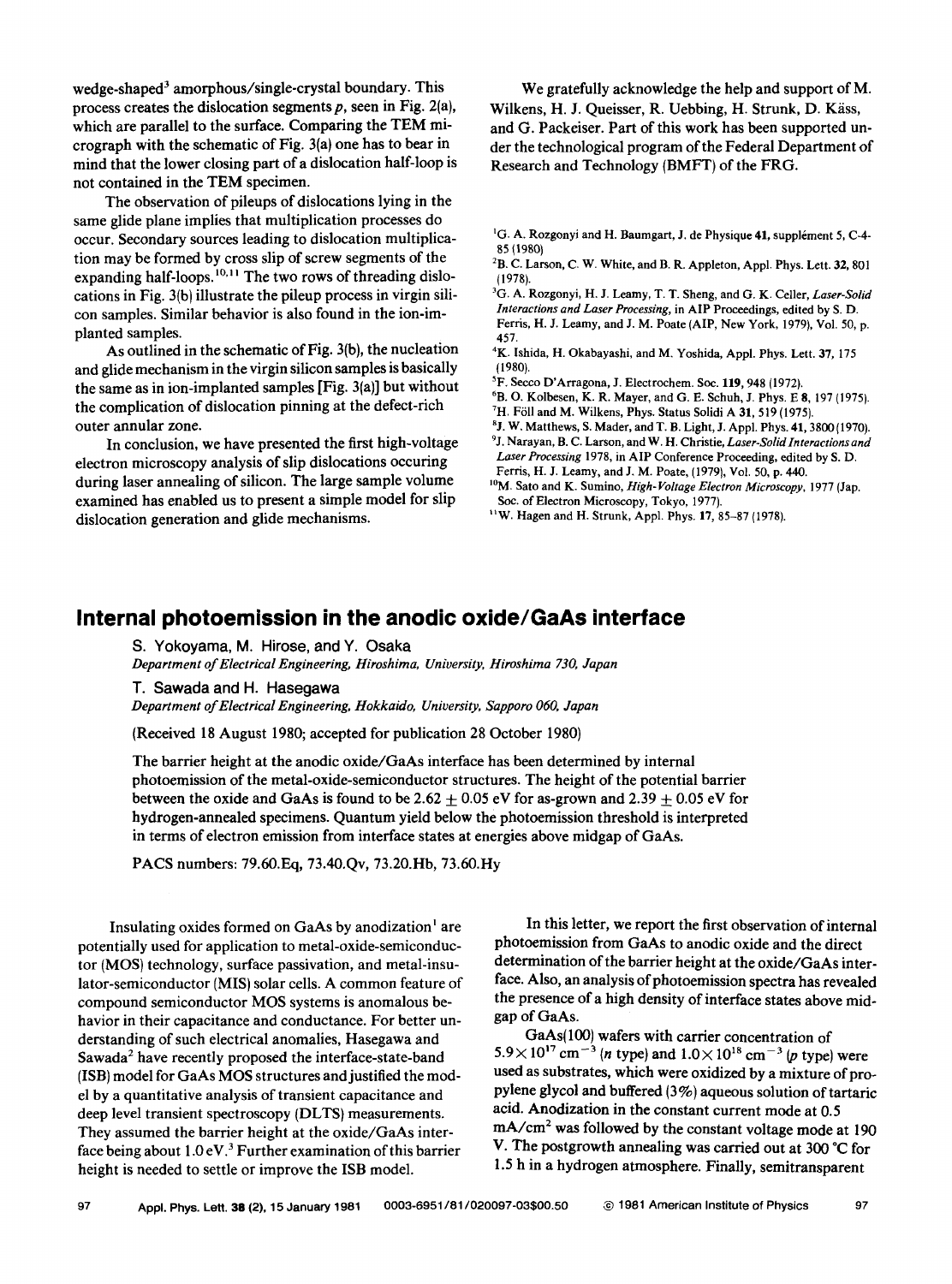wedge-shaped[3] amorphous/single-crystal boundary. This process creates the dislocation segments $p$, seen in Fig. 2(a), which are parallel to the surface. Comparing the TEM micrograph with the schematic of Fig. 3(a) one has to bear in mind that the lower closing part of a dislocation half-loop is not contained in the TEM specimen.

The observation of pileups of dislocations lying in the same glide plane implies that multiplication processes do occur. Secondary sources leading to dislocation multiplication may be formed by cross slip of screw segments of the expanding half-loops.[10,11] The two rows of threading dislocations in Fig. 3(b) illustrate the pileup process in virgin silicon samples. Similar behavior is also found in the ion-implanted samples.

As outlined in the schematic of Fig. 3(b), the nucleation and glide mechanism in the virgin silicon samples is basically the same as in ion-implanted samples [Fig. 3(a)] but without the complication of dislocation pinning at the defect-rich outer annular zone.

In conclusion, we have presented the first high-voltage electron microscopy analysis of slip dislocations occuring during laser annealing of silicon. The large sample volume examined has enabled us to present a simple model for slip dislocation generation and glide mechanisms.

We gratefully acknowledge the help and support of M. Wilkens, H. J. Queisser, R. Uebbing, H. Strunk, D. Käss, and G. Packeiser. Part of this work has been supported under the technological program of the Federal Department of Research and Technology (BMFT) of the FRG.

[1] G. A. Rozgonyi and H. Baumgart, J. de Physique **41**, supplément 5, C-4-85 (1980)

[2] B. C. Larson, C. W. White, and B. R. Appleton, Appl. Phys. Lett. **32**, 801 (1978).

[3] G. A. Rozgonyi, H. J. Leamy, T. T. Sheng, and G. K. Celler, *Laser-Solid Interactions and Laser Processing*, in AIP Proceedings, edited by S. D. Ferris, H. J. Leamy, and J. M. Poate (AIP, New York, 1979), Vol. 50, p. 457.

[4] K. Ishida, H. Okabayashi, and M. Yoshida, Appl. Phys. Lett. **37**, 175 (1980).

[5] F. Secco D'Arragona, J. Electrochem. Soc. **119**, 948 (1972).

[6] B. O. Kolbesen, K. R. Mayer, and G. E. Schuh, J. Phys. E **8**, 197 (1975).

[7] H. Föll and M. Wilkens, Phys. Status Solidi A **31**, 519 (1975).

[8] J. W. Matthews, S. Mader, and T. B. Light, J. Appl. Phys. **41**, 3800 (1970).

[9] J. Narayan, B. C. Larson, and W. H. Christie, *Laser-Solid Interactions and Laser Processing* 1978, in AIP Conference Proceeding, edited by S. D. Ferris, H. J. Leamy, and J. M. Poate, (1979), Vol. 50, p. 440.

[10] M. Sato and K. Sumino, *High-Voltage Electron Microscopy*, 1977 (Jap. Soc. of Electron Microscopy, Tokyo, 1977).

[11] W. Hagen and H. Strunk, Appl. Phys. **17**, 85–87 (1978).

# Internal photoemission in the anodic oxide/GaAs interface

S. Yokoyama, M. Hirose, and Y. Osaka
*Department of Electrical Engineering, Hiroshima, University, Hiroshima 730, Japan*

T. Sawada and H. Hasegawa
*Department of Electrical Engineering, Hokkaido, University, Sapporo 060, Japan*

(Received 18 August 1980; accepted for publication 28 October 1980)

The barrier height at the anodic oxide/GaAs interface has been determined by internal photoemission of the metal-oxide-semiconductor structures. The height of the potential barrier between the oxide and GaAs is found to be $2.62 \pm 0.05$ eV for as-grown and $2.39 \pm 0.05$ eV for hydrogen-annealed specimens. Quantum yield below the photoemission threshold is interpreted in terms of electron emission from interface states at energies above midgap of GaAs.

PACS numbers: 79.60.Eq, 73.40.Qv, 73.20.Hb, 73.60.Hy

Insulating oxides formed on GaAs by anodization[1] are potentially used for application to metal-oxide-semiconductor (MOS) technology, surface passivation, and metal-insulator-semiconductor (MIS) solar cells. A common feature of compound semiconductor MOS systems is anomalous behavior in their capacitance and conductance. For better understanding of such electrical anomalies, Hasegawa and Sawada[2] have recently proposed the interface-state-band (ISB) model for GaAs MOS structures and justified the model by a quantitative analysis of transient capacitance and deep level transient spectroscopy (DLTS) measurements. They assumed the barrier height at the oxide/GaAs interface being about 1.0 eV.[3] Further examination of this barrier height is needed to settle or improve the ISB model.

In this letter, we report the first observation of internal photoemission from GaAs to anodic oxide and the direct determination of the barrier height at the oxide/GaAs interface. Also, an analysis of photoemission spectra has revealed the presence of a high density of interface states above midgap of GaAs.

GaAs(100) wafers with carrier concentration of $5.9\times10^{17}$ cm$^{-3}$ ($n$ type) and $1.0\times10^{18}$ cm$^{-3}$ ($p$ type) were used as substrates, which were oxidized by a mixture of propylene glycol and buffered (3%) aqueous solution of tartaric acid. Anodization in the constant current mode at 0.5 mA/cm$^2$ was followed by the constant voltage mode at 190 V. The postgrowth annealing was carried out at 300 °C for 1.5 h in a hydrogen atmosphere. Finally, semitransparent